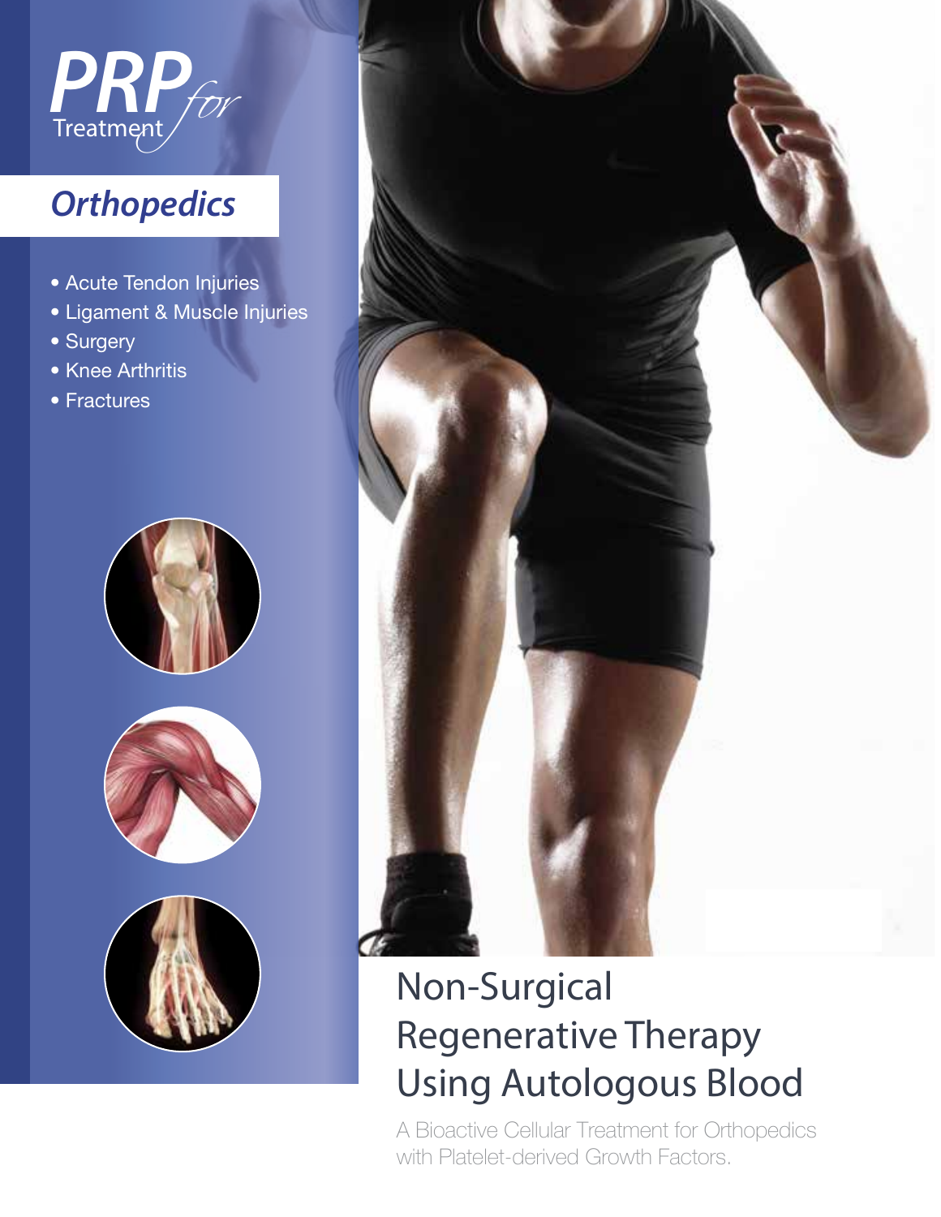# PRP *for* Treatment

## *Orthopedics*

- Acute Tendon Injuries
- Ligament & Muscle Injuries
- Surgery
- Knee Arthritis
- Fractures

# Non-Surgical Regenerative Therapy Using Autologous Blood

A Bioactive Cellular Treatment for Orthopedics with Platelet-derived Growth Factors.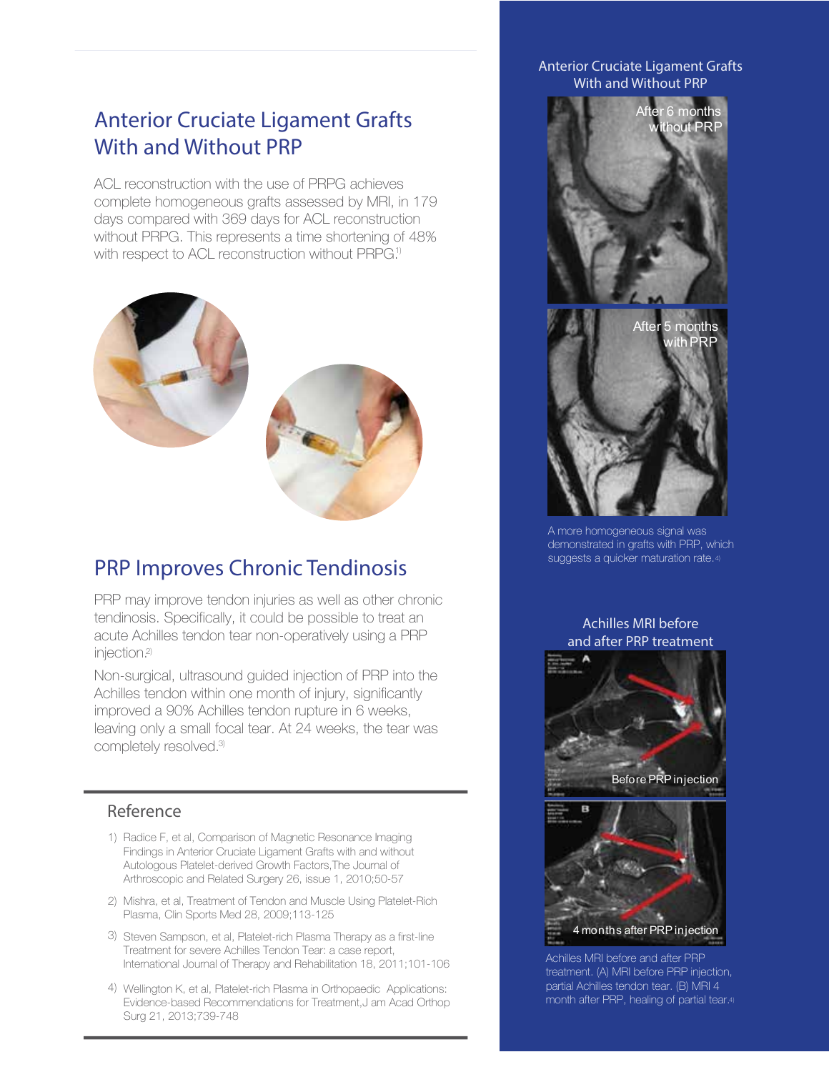# Anterior Cruciate Ligament Grafts With and Without PRP

ACL reconstruction with the use of PRPG achieves complete homogeneous grafts assessed by MRI, in 179 days compared with 369 days for ACL reconstruction without PRPG. This represents a time shortening of 48% with respect to ACL reconstruction without PRPG.[1]

# PRP Improves Chronic Tendinosis

PRP may improve tendon injuries as well as other chronic tendinosis. Specifically, it could be possible to treat an acute Achilles tendon tear non-operatively using a PRP injection.[2]

Non-surgical, ultrasound guided injection of PRP into the Achilles tendon within one month of injury, significantly improved a 90% Achilles tendon rupture in 6 weeks, leaving only a small focal tear. At 24 weeks, the tear was completely resolved.[3]

## Reference

1) Radice F, et al, Comparison of Magnetic Resonance Imaging Findings in Anterior Cruciate Ligament Grafts with and without Autologous Platelet-derived Growth Factors,The Journal of Arthroscopic and Related Surgery 26, issue 1, 2010;50-57

2) Mishra, et al, Treatment of Tendon and Muscle Using Platelet-Rich Plasma, Clin Sports Med 28, 2009;113-125

3) Steven Sampson, et al, Platelet-rich Plasma Therapy as a first-line Treatment for severe Achilles Tendon Tear: a case report, International Journal of Therapy and Rehabilitation 18, 2011;101-106

4) Wellington K, et al, Platelet-rich Plasma in Orthopaedic Applications: Evidence-based Recommendations for Treatment,J am Acad Orthop Surg 21, 2013;739-748

### Anterior Cruciate Ligament Grafts With and Without PRP

After 6 months without PRP

After 5 months with PRP

A more homogeneous signal was demonstrated in grafts with PRP, which suggests a quicker maturation rate.[4]

### Achilles MRI before and after PRP treatment

Before PRP injection

4 months after PRP injection

Achilles MRI before and after PRP treatment. (A) MRI before PRP injection, partial Achilles tendon tear. (B) MRI 4 month after PRP, healing of partial tear.[4]